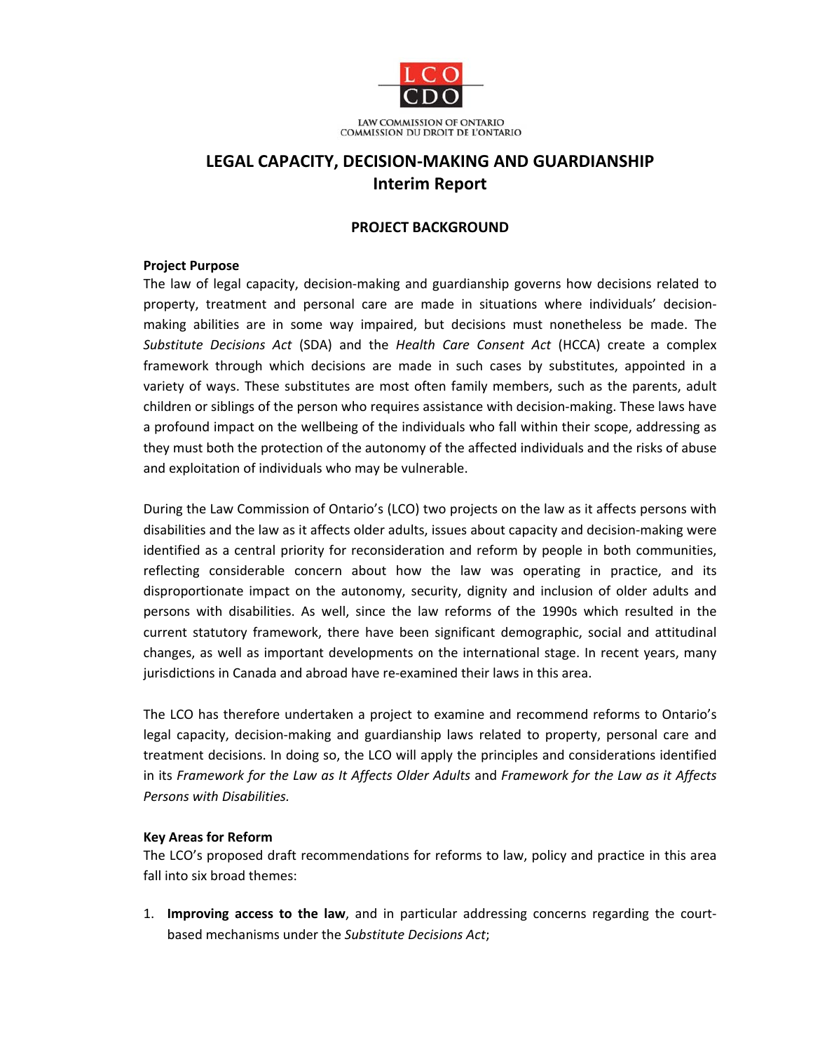LCO
CDO

LAW COMMISSION OF ONTARIO
COMMISSION DU DROIT DE L'ONTARIO

# LEGAL CAPACITY, DECISION-MAKING AND GUARDIANSHIP
# Interim Report

## PROJECT BACKGROUND

### Project Purpose

The law of legal capacity, decision-making and guardianship governs how decisions related to property, treatment and personal care are made in situations where individuals' decision-making abilities are in some way impaired, but decisions must nonetheless be made. The *Substitute Decisions Act* (SDA) and the *Health Care Consent Act* (HCCA) create a complex framework through which decisions are made in such cases by substitutes, appointed in a variety of ways. These substitutes are most often family members, such as the parents, adult children or siblings of the person who requires assistance with decision-making. These laws have a profound impact on the wellbeing of the individuals who fall within their scope, addressing as they must both the protection of the autonomy of the affected individuals and the risks of abuse and exploitation of individuals who may be vulnerable.

During the Law Commission of Ontario's (LCO) two projects on the law as it affects persons with disabilities and the law as it affects older adults, issues about capacity and decision-making were identified as a central priority for reconsideration and reform by people in both communities, reflecting considerable concern about how the law was operating in practice, and its disproportionate impact on the autonomy, security, dignity and inclusion of older adults and persons with disabilities. As well, since the law reforms of the 1990s which resulted in the current statutory framework, there have been significant demographic, social and attitudinal changes, as well as important developments on the international stage. In recent years, many jurisdictions in Canada and abroad have re-examined their laws in this area.

The LCO has therefore undertaken a project to examine and recommend reforms to Ontario's legal capacity, decision-making and guardianship laws related to property, personal care and treatment decisions. In doing so, the LCO will apply the principles and considerations identified in its *Framework for the Law as It Affects Older Adults* and *Framework for the Law as it Affects Persons with Disabilities.*

### Key Areas for Reform

The LCO's proposed draft recommendations for reforms to law, policy and practice in this area fall into six broad themes:

1. **Improving access to the law**, and in particular addressing concerns regarding the court-based mechanisms under the *Substitute Decisions Act*;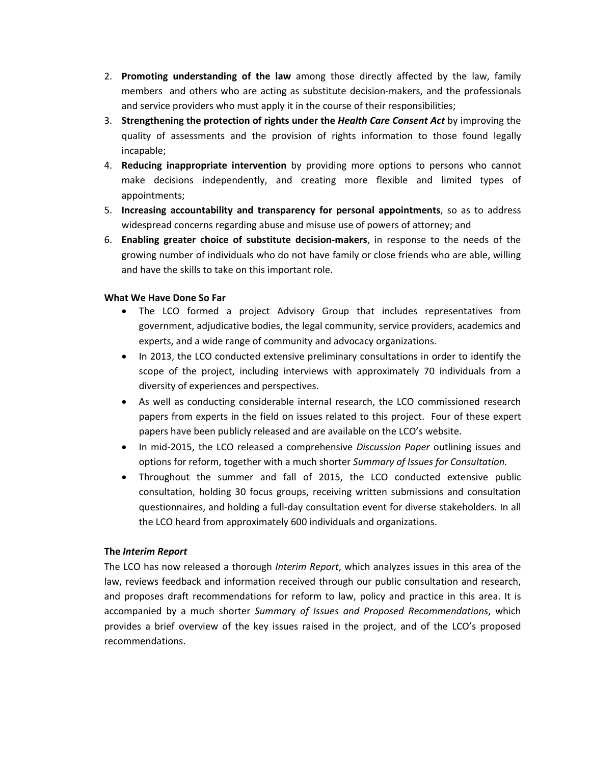2. **Promoting understanding of the law** among those directly affected by the law, family members and others who are acting as substitute decision-makers, and the professionals and service providers who must apply it in the course of their responsibilities;
3. **Strengthening the protection of rights under the *Health Care Consent Act*** by improving the quality of assessments and the provision of rights information to those found legally incapable;
4. **Reducing inappropriate intervention** by providing more options to persons who cannot make decisions independently, and creating more flexible and limited types of appointments;
5. **Increasing accountability and transparency for personal appointments**, so as to address widespread concerns regarding abuse and misuse use of powers of attorney; and
6. **Enabling greater choice of substitute decision-makers**, in response to the needs of the growing number of individuals who do not have family or close friends who are able, willing and have the skills to take on this important role.

**What We Have Done So Far**

- The LCO formed a project Advisory Group that includes representatives from government, adjudicative bodies, the legal community, service providers, academics and experts, and a wide range of community and advocacy organizations.
- In 2013, the LCO conducted extensive preliminary consultations in order to identify the scope of the project, including interviews with approximately 70 individuals from a diversity of experiences and perspectives.
- As well as conducting considerable internal research, the LCO commissioned research papers from experts in the field on issues related to this project. Four of these expert papers have been publicly released and are available on the LCO's website.
- In mid-2015, the LCO released a comprehensive *Discussion Paper* outlining issues and options for reform, together with a much shorter *Summary of Issues for Consultation.*
- Throughout the summer and fall of 2015, the LCO conducted extensive public consultation, holding 30 focus groups, receiving written submissions and consultation questionnaires, and holding a full-day consultation event for diverse stakeholders. In all the LCO heard from approximately 600 individuals and organizations.

**The *Interim Report***

The LCO has now released a thorough *Interim Report*, which analyzes issues in this area of the law, reviews feedback and information received through our public consultation and research, and proposes draft recommendations for reform to law, policy and practice in this area. It is accompanied by a much shorter *Summary of Issues and Proposed Recommendations*, which provides a brief overview of the key issues raised in the project, and of the LCO's proposed recommendations.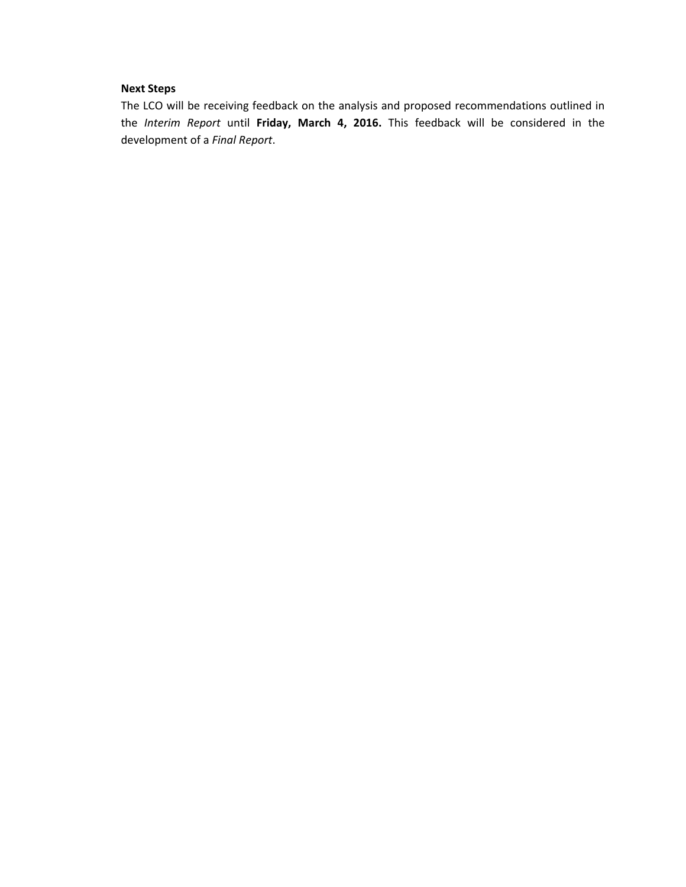**Next Steps**

The LCO will be receiving feedback on the analysis and proposed recommendations outlined in the *Interim Report* until **Friday, March 4, 2016.** This feedback will be considered in the development of a *Final Report*.